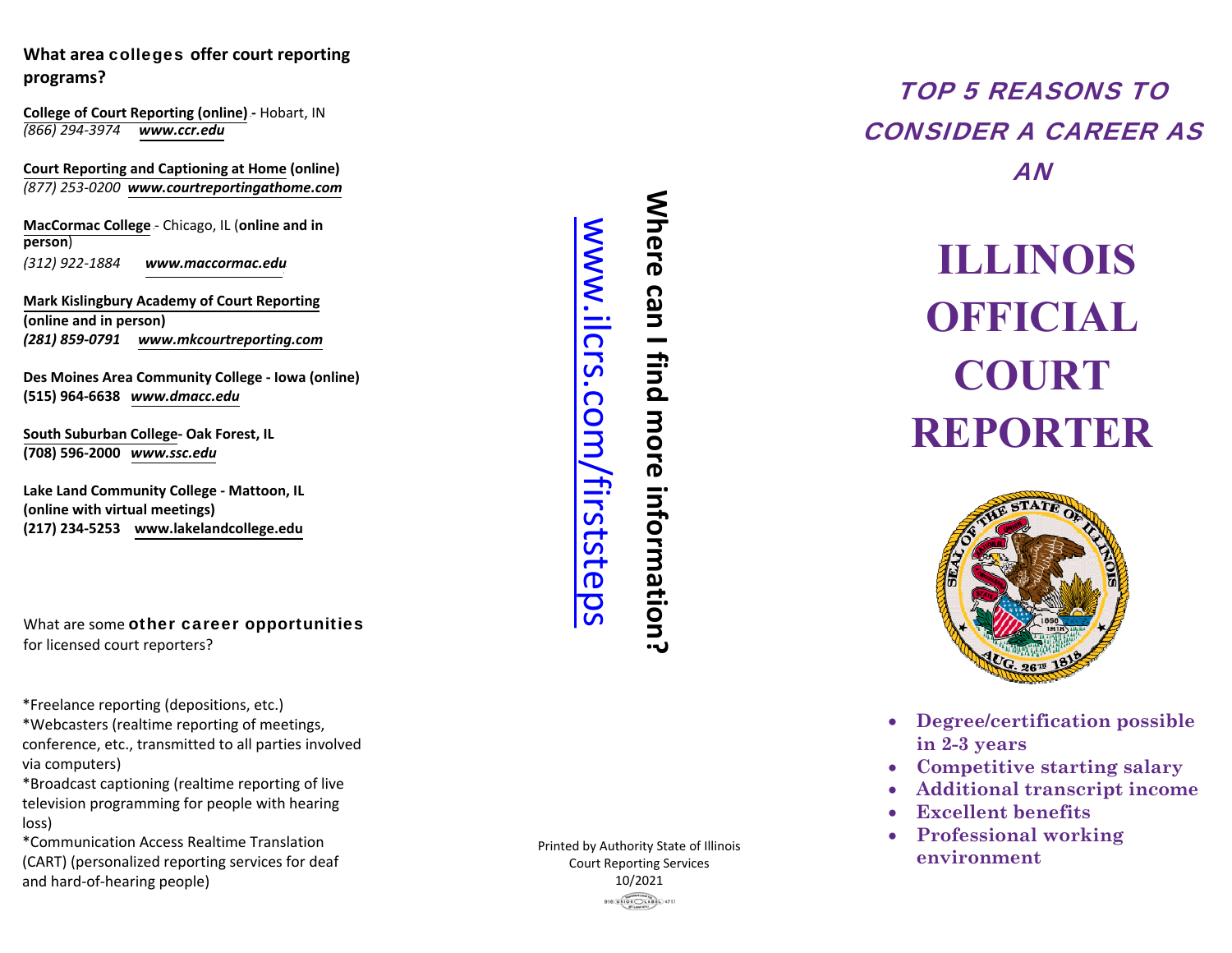**What area colleges offer court reporting programs?**

**College of Court Reporting (online)** - Hobart, IN
*(866) 294-3974* ***www.ccr.edu***

**Court Reporting and Captioning at Home (online)**
*(877) 253-0200* ***www.courtreportingathome.com***

**MacCormac College** - Chicago, IL (**online and in person**)
*(312) 922-1884* ***www.maccormac.edu***

**Mark Kislingbury Academy of Court Reporting (online and in person)**
***(281) 859-0791*** ***www.mkcourtreporting.com***

**Des Moines Area Community College - Iowa (online)**
**(515) 964-6638** ***www.dmacc.edu***

**South Suburban College- Oak Forest, IL**
**(708) 596-2000** ***www.ssc.edu***

**Lake Land Community College - Mattoon, IL (online with virtual meetings)**
**(217) 234-5253** **www.lakelandcollege.edu**

What are some **other career opportunities** for licensed court reporters?

*Freelance reporting (depositions, etc.)
*Webcasters (realtime reporting of meetings, conference, etc., transmitted to all parties involved via computers)
*Broadcast captioning (realtime reporting of live television programming for people with hearing loss)
*Communication Access Realtime Translation (CART) (personalized reporting services for deaf and hard-of-hearing people)

**Where can I find more information?**

www.ilcrs.com/firststeps

Printed by Authority State of Illinois
Court Reporting Services
10/2021

## TOP 5 REASONS TO CONSIDER A CAREER AS AN

# ILLINOIS OFFICIAL COURT REPORTER

- **Degree/certification possible in 2-3 years**
- **Competitive starting salary**
- **Additional transcript income**
- **Excellent benefits**
- **Professional working environment**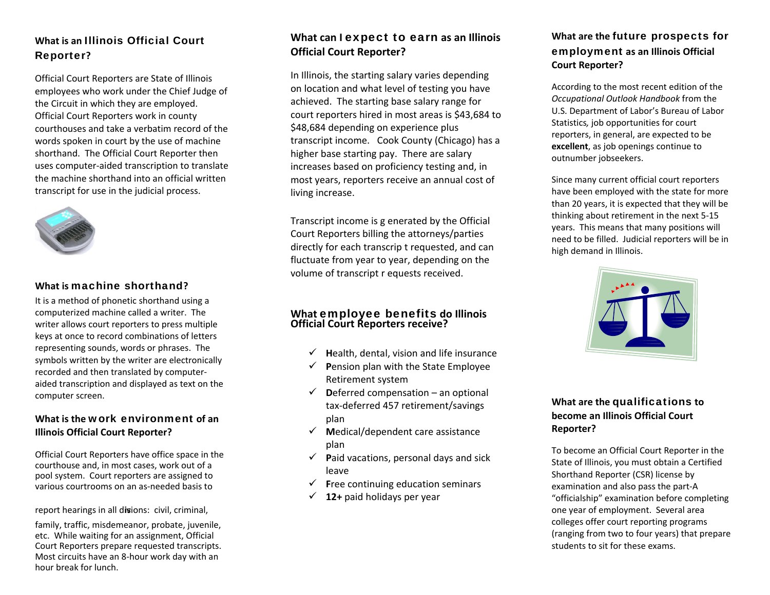## What is an Illinois Official Court Reporter?

Official Court Reporters are State of Illinois employees who work under the Chief Judge of the Circuit in which they are employed. Official Court Reporters work in county courthouses and take a verbatim record of the words spoken in court by the use of machine shorthand. The Official Court Reporter then uses computer-aided transcription to translate the machine shorthand into an official written transcript for use in the judicial process.

## What is machine shorthand?

It is a method of phonetic shorthand using a computerized machine called a writer. The writer allows court reporters to press multiple keys at once to record combinations of letters representing sounds, words or phrases. The symbols written by the writer are electronically recorded and then translated by computer-aided transcription and displayed as text on the computer screen.

## What is the work environment of an Illinois Official Court Reporter?

Official Court Reporters have office space in the courthouse and, in most cases, work out of a pool system. Court reporters are assigned to various courtrooms on an as-needed basis to report hearings in all divisions: civil, criminal, family, traffic, misdemeanor, probate, juvenile, etc. While waiting for an assignment, Official Court Reporters prepare requested transcripts. Most circuits have an 8-hour work day with an hour break for lunch.

## What can I expect to earn as an Illinois Official Court Reporter?

In Illinois, the starting salary varies depending on location and what level of testing you have achieved. The starting base salary range for court reporters hired in most areas is $43,684 to $48,684 depending on experience plus transcript income. Cook County (Chicago) has a higher base starting pay. There are salary increases based on proficiency testing and, in most years, reporters receive an annual cost of living increase.

Transcript income is generated by the Official Court Reporters billing the attorneys/parties directly for each transcript requested, and can fluctuate from year to year, depending on the volume of transcript requests received.

## What employee benefits do Illinois Official Court Reporters receive?

- ✓ **H**ealth, dental, vision and life insurance
- ✓ **P**ension plan with the State Employee Retirement system
- ✓ **D**eferred compensation – an optional tax-deferred 457 retirement/savings plan
- ✓ **M**edical/dependent care assistance plan
- ✓ **P**aid vacations, personal days and sick leave
- ✓ **F**ree continuing education seminars
- ✓ **12+** paid holidays per year

## What are the future prospects for employment as an Illinois Official Court Reporter?

According to the most recent edition of the *Occupational Outlook Handbook* from the U.S. Department of Labor's Bureau of Labor Statistics, job opportunities for court reporters, in general, are expected to be **excellent**, as job openings continue to outnumber jobseekers.

Since many current official court reporters have been employed with the state for more than 20 years, it is expected that they will be thinking about retirement in the next 5-15 years. This means that many positions will need to be filled. Judicial reporters will be in high demand in Illinois.

## What are the qualifications to become an Illinois Official Court Reporter?

To become an Official Court Reporter in the State of Illinois, you must obtain a Certified Shorthand Reporter (CSR) license by examination and also pass the part-A "officialship" examination before completing one year of employment. Several area colleges offer court reporting programs (ranging from two to four years) that prepare students to sit for these exams.